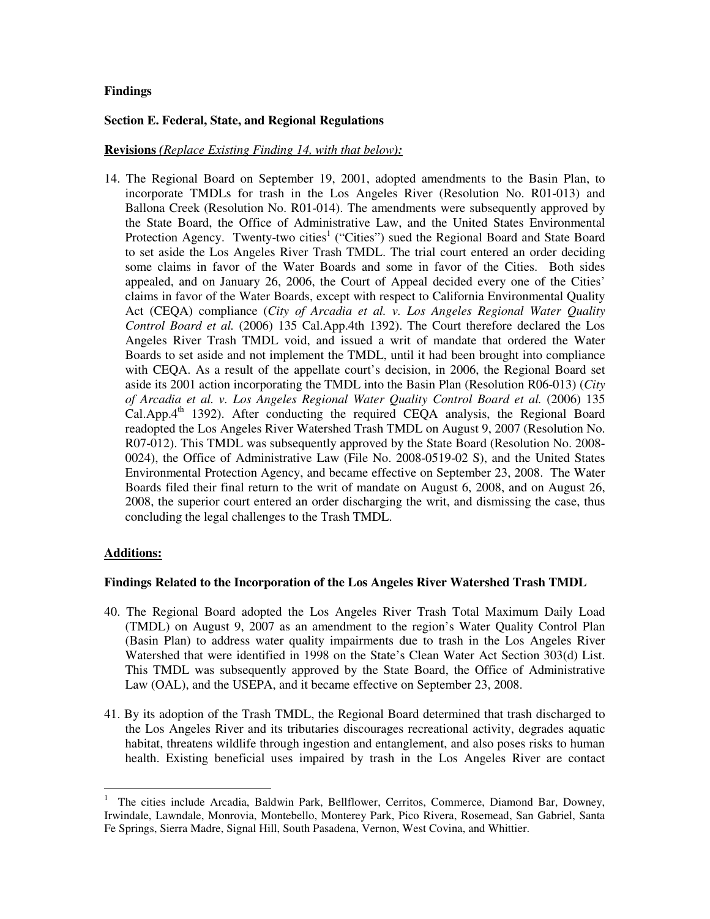**Findings**

**Section E. Federal, State, and Regional Regulations**

**Revisions** ***(Replace Existing Finding 14, with that below):***

14. The Regional Board on September 19, 2001, adopted amendments to the Basin Plan, to incorporate TMDLs for trash in the Los Angeles River (Resolution No. R01-013) and Ballona Creek (Resolution No. R01-014). The amendments were subsequently approved by the State Board, the Office of Administrative Law, and the United States Environmental Protection Agency. Twenty-two cities[1] ("Cities") sued the Regional Board and State Board to set aside the Los Angeles River Trash TMDL. The trial court entered an order deciding some claims in favor of the Water Boards and some in favor of the Cities. Both sides appealed, and on January 26, 2006, the Court of Appeal decided every one of the Cities' claims in favor of the Water Boards, except with respect to California Environmental Quality Act (CEQA) compliance (*City of Arcadia et al. v. Los Angeles Regional Water Quality Control Board et al.* (2006) 135 Cal.App.4th 1392). The Court therefore declared the Los Angeles River Trash TMDL void, and issued a writ of mandate that ordered the Water Boards to set aside and not implement the TMDL, until it had been brought into compliance with CEQA. As a result of the appellate court's decision, in 2006, the Regional Board set aside its 2001 action incorporating the TMDL into the Basin Plan (Resolution R06-013) (*City of Arcadia et al. v. Los Angeles Regional Water Quality Control Board et al.* (2006) 135 Cal.App.4th 1392). After conducting the required CEQA analysis, the Regional Board readopted the Los Angeles River Watershed Trash TMDL on August 9, 2007 (Resolution No. R07-012). This TMDL was subsequently approved by the State Board (Resolution No. 2008-0024), the Office of Administrative Law (File No. 2008-0519-02 S), and the United States Environmental Protection Agency, and became effective on September 23, 2008. The Water Boards filed their final return to the writ of mandate on August 6, 2008, and on August 26, 2008, the superior court entered an order discharging the writ, and dismissing the case, thus concluding the legal challenges to the Trash TMDL.

**Additions:**

**Findings Related to the Incorporation of the Los Angeles River Watershed Trash TMDL**

40. The Regional Board adopted the Los Angeles River Trash Total Maximum Daily Load (TMDL) on August 9, 2007 as an amendment to the region's Water Quality Control Plan (Basin Plan) to address water quality impairments due to trash in the Los Angeles River Watershed that were identified in 1998 on the State's Clean Water Act Section 303(d) List. This TMDL was subsequently approved by the State Board, the Office of Administrative Law (OAL), and the USEPA, and it became effective on September 23, 2008.

41. By its adoption of the Trash TMDL, the Regional Board determined that trash discharged to the Los Angeles River and its tributaries discourages recreational activity, degrades aquatic habitat, threatens wildlife through ingestion and entanglement, and also poses risks to human health. Existing beneficial uses impaired by trash in the Los Angeles River are contact

---

[1] The cities include Arcadia, Baldwin Park, Bellflower, Cerritos, Commerce, Diamond Bar, Downey, Irwindale, Lawndale, Monrovia, Montebello, Monterey Park, Pico Rivera, Rosemead, San Gabriel, Santa Fe Springs, Sierra Madre, Signal Hill, South Pasadena, Vernon, West Covina, and Whittier.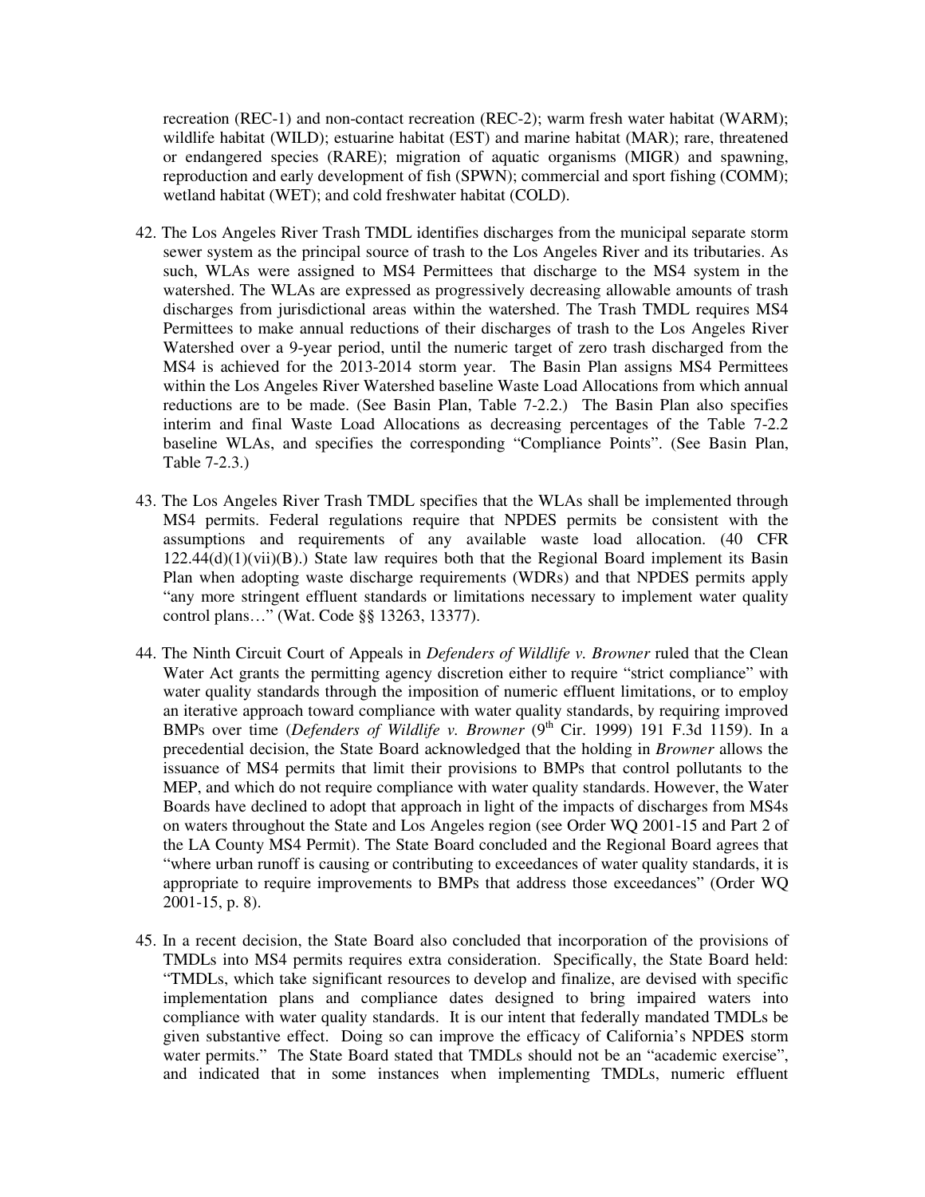recreation (REC-1) and non-contact recreation (REC-2); warm fresh water habitat (WARM); wildlife habitat (WILD); estuarine habitat (EST) and marine habitat (MAR); rare, threatened or endangered species (RARE); migration of aquatic organisms (MIGR) and spawning, reproduction and early development of fish (SPWN); commercial and sport fishing (COMM); wetland habitat (WET); and cold freshwater habitat (COLD).

42. The Los Angeles River Trash TMDL identifies discharges from the municipal separate storm sewer system as the principal source of trash to the Los Angeles River and its tributaries. As such, WLAs were assigned to MS4 Permittees that discharge to the MS4 system in the watershed. The WLAs are expressed as progressively decreasing allowable amounts of trash discharges from jurisdictional areas within the watershed. The Trash TMDL requires MS4 Permittees to make annual reductions of their discharges of trash to the Los Angeles River Watershed over a 9-year period, until the numeric target of zero trash discharged from the MS4 is achieved for the 2013-2014 storm year. The Basin Plan assigns MS4 Permittees within the Los Angeles River Watershed baseline Waste Load Allocations from which annual reductions are to be made. (See Basin Plan, Table 7-2.2.) The Basin Plan also specifies interim and final Waste Load Allocations as decreasing percentages of the Table 7-2.2 baseline WLAs, and specifies the corresponding "Compliance Points". (See Basin Plan, Table 7-2.3.)

43. The Los Angeles River Trash TMDL specifies that the WLAs shall be implemented through MS4 permits. Federal regulations require that NPDES permits be consistent with the assumptions and requirements of any available waste load allocation. (40 CFR 122.44(d)(1)(vii)(B).) State law requires both that the Regional Board implement its Basin Plan when adopting waste discharge requirements (WDRs) and that NPDES permits apply "any more stringent effluent standards or limitations necessary to implement water quality control plans…" (Wat. Code §§ 13263, 13377).

44. The Ninth Circuit Court of Appeals in *Defenders of Wildlife v. Browner* ruled that the Clean Water Act grants the permitting agency discretion either to require "strict compliance" with water quality standards through the imposition of numeric effluent limitations, or to employ an iterative approach toward compliance with water quality standards, by requiring improved BMPs over time (*Defenders of Wildlife v. Browner* (9th Cir. 1999) 191 F.3d 1159). In a precedential decision, the State Board acknowledged that the holding in *Browner* allows the issuance of MS4 permits that limit their provisions to BMPs that control pollutants to the MEP, and which do not require compliance with water quality standards. However, the Water Boards have declined to adopt that approach in light of the impacts of discharges from MS4s on waters throughout the State and Los Angeles region (see Order WQ 2001-15 and Part 2 of the LA County MS4 Permit). The State Board concluded and the Regional Board agrees that "where urban runoff is causing or contributing to exceedances of water quality standards, it is appropriate to require improvements to BMPs that address those exceedances" (Order WQ 2001-15, p. 8).

45. In a recent decision, the State Board also concluded that incorporation of the provisions of TMDLs into MS4 permits requires extra consideration. Specifically, the State Board held: "TMDLs, which take significant resources to develop and finalize, are devised with specific implementation plans and compliance dates designed to bring impaired waters into compliance with water quality standards. It is our intent that federally mandated TMDLs be given substantive effect. Doing so can improve the efficacy of California's NPDES storm water permits." The State Board stated that TMDLs should not be an "academic exercise", and indicated that in some instances when implementing TMDLs, numeric effluent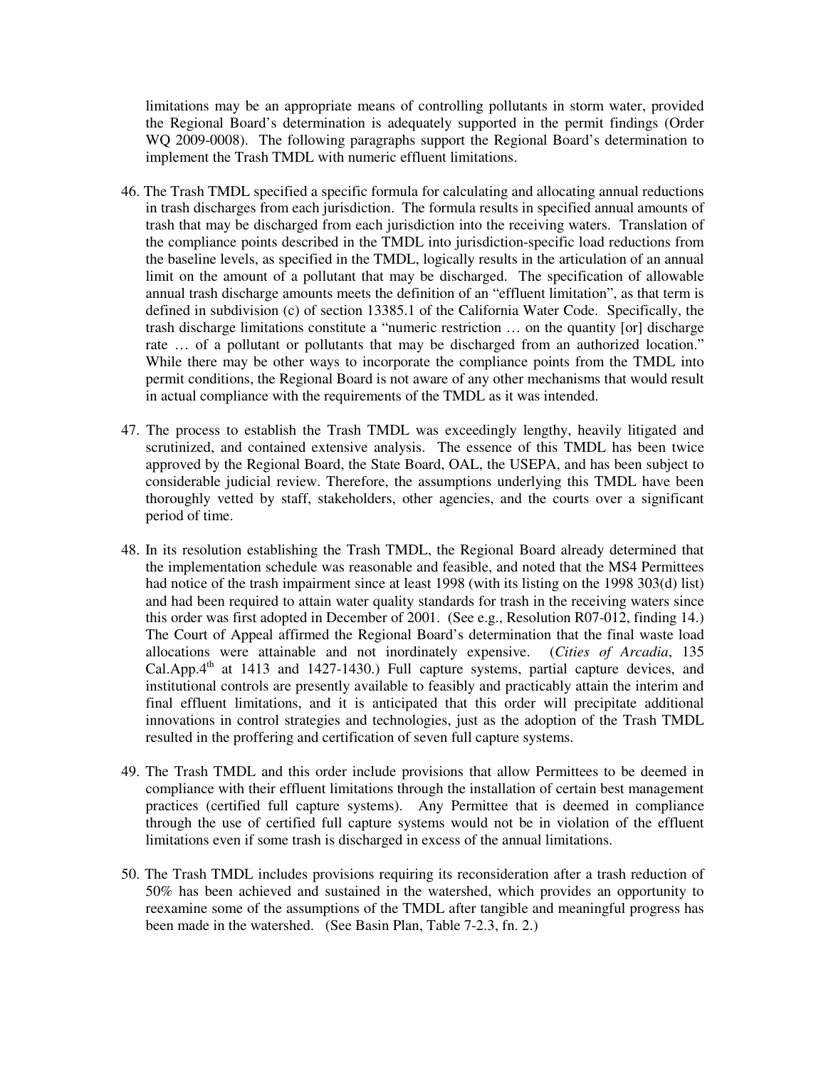limitations may be an appropriate means of controlling pollutants in storm water, provided the Regional Board's determination is adequately supported in the permit findings (Order WQ 2009-0008). The following paragraphs support the Regional Board's determination to implement the Trash TMDL with numeric effluent limitations.

46. The Trash TMDL specified a specific formula for calculating and allocating annual reductions in trash discharges from each jurisdiction. The formula results in specified annual amounts of trash that may be discharged from each jurisdiction into the receiving waters. Translation of the compliance points described in the TMDL into jurisdiction-specific load reductions from the baseline levels, as specified in the TMDL, logically results in the articulation of an annual limit on the amount of a pollutant that may be discharged. The specification of allowable annual trash discharge amounts meets the definition of an "effluent limitation", as that term is defined in subdivision (c) of section 13385.1 of the California Water Code. Specifically, the trash discharge limitations constitute a "numeric restriction … on the quantity [or] discharge rate … of a pollutant or pollutants that may be discharged from an authorized location." While there may be other ways to incorporate the compliance points from the TMDL into permit conditions, the Regional Board is not aware of any other mechanisms that would result in actual compliance with the requirements of the TMDL as it was intended.

47. The process to establish the Trash TMDL was exceedingly lengthy, heavily litigated and scrutinized, and contained extensive analysis. The essence of this TMDL has been twice approved by the Regional Board, the State Board, OAL, the USEPA, and has been subject to considerable judicial review. Therefore, the assumptions underlying this TMDL have been thoroughly vetted by staff, stakeholders, other agencies, and the courts over a significant period of time.

48. In its resolution establishing the Trash TMDL, the Regional Board already determined that the implementation schedule was reasonable and feasible, and noted that the MS4 Permittees had notice of the trash impairment since at least 1998 (with its listing on the 1998 303(d) list) and had been required to attain water quality standards for trash in the receiving waters since this order was first adopted in December of 2001. (See e.g., Resolution R07-012, finding 14.) The Court of Appeal affirmed the Regional Board's determination that the final waste load allocations were attainable and not inordinately expensive. (*Cities of Arcadia*, 135 Cal.App.4th at 1413 and 1427-1430.) Full capture systems, partial capture devices, and institutional controls are presently available to feasibly and practicably attain the interim and final effluent limitations, and it is anticipated that this order will precipitate additional innovations in control strategies and technologies, just as the adoption of the Trash TMDL resulted in the proffering and certification of seven full capture systems.

49. The Trash TMDL and this order include provisions that allow Permittees to be deemed in compliance with their effluent limitations through the installation of certain best management practices (certified full capture systems). Any Permittee that is deemed in compliance through the use of certified full capture systems would not be in violation of the effluent limitations even if some trash is discharged in excess of the annual limitations.

50. The Trash TMDL includes provisions requiring its reconsideration after a trash reduction of 50% has been achieved and sustained in the watershed, which provides an opportunity to reexamine some of the assumptions of the TMDL after tangible and meaningful progress has been made in the watershed. (See Basin Plan, Table 7-2.3, fn. 2.)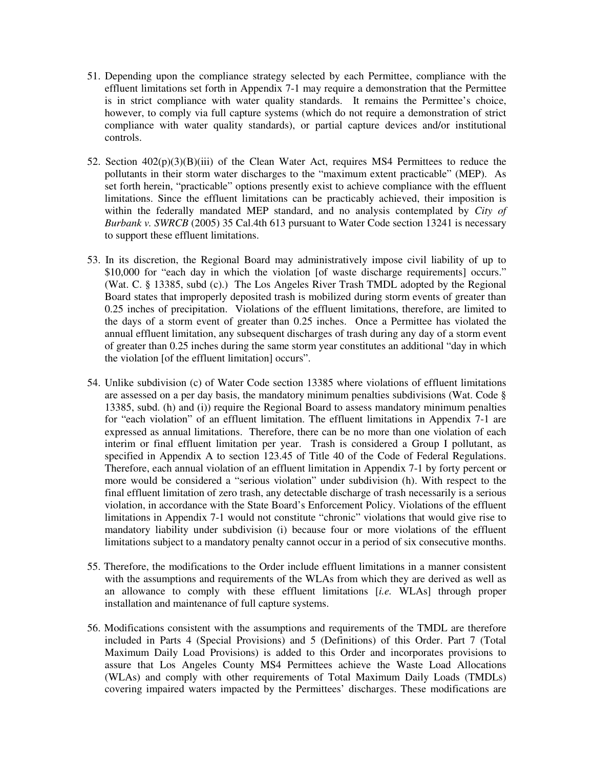51. Depending upon the compliance strategy selected by each Permittee, compliance with the effluent limitations set forth in Appendix 7-1 may require a demonstration that the Permittee is in strict compliance with water quality standards. It remains the Permittee's choice, however, to comply via full capture systems (which do not require a demonstration of strict compliance with water quality standards), or partial capture devices and/or institutional controls.

52. Section 402(p)(3)(B)(iii) of the Clean Water Act, requires MS4 Permittees to reduce the pollutants in their storm water discharges to the "maximum extent practicable" (MEP). As set forth herein, "practicable" options presently exist to achieve compliance with the effluent limitations. Since the effluent limitations can be practicably achieved, their imposition is within the federally mandated MEP standard, and no analysis contemplated by *City of Burbank v. SWRCB* (2005) 35 Cal.4th 613 pursuant to Water Code section 13241 is necessary to support these effluent limitations.

53. In its discretion, the Regional Board may administratively impose civil liability of up to $10,000 for "each day in which the violation [of waste discharge requirements] occurs." (Wat. C. § 13385, subd (c).) The Los Angeles River Trash TMDL adopted by the Regional Board states that improperly deposited trash is mobilized during storm events of greater than 0.25 inches of precipitation. Violations of the effluent limitations, therefore, are limited to the days of a storm event of greater than 0.25 inches. Once a Permittee has violated the annual effluent limitation, any subsequent discharges of trash during any day of a storm event of greater than 0.25 inches during the same storm year constitutes an additional "day in which the violation [of the effluent limitation] occurs".

54. Unlike subdivision (c) of Water Code section 13385 where violations of effluent limitations are assessed on a per day basis, the mandatory minimum penalties subdivisions (Wat. Code § 13385, subd. (h) and (i)) require the Regional Board to assess mandatory minimum penalties for "each violation" of an effluent limitation. The effluent limitations in Appendix 7-1 are expressed as annual limitations. Therefore, there can be no more than one violation of each interim or final effluent limitation per year. Trash is considered a Group I pollutant, as specified in Appendix A to section 123.45 of Title 40 of the Code of Federal Regulations. Therefore, each annual violation of an effluent limitation in Appendix 7-1 by forty percent or more would be considered a "serious violation" under subdivision (h). With respect to the final effluent limitation of zero trash, any detectable discharge of trash necessarily is a serious violation, in accordance with the State Board's Enforcement Policy. Violations of the effluent limitations in Appendix 7-1 would not constitute "chronic" violations that would give rise to mandatory liability under subdivision (i) because four or more violations of the effluent limitations subject to a mandatory penalty cannot occur in a period of six consecutive months.

55. Therefore, the modifications to the Order include effluent limitations in a manner consistent with the assumptions and requirements of the WLAs from which they are derived as well as an allowance to comply with these effluent limitations [*i.e.* WLAs] through proper installation and maintenance of full capture systems.

56. Modifications consistent with the assumptions and requirements of the TMDL are therefore included in Parts 4 (Special Provisions) and 5 (Definitions) of this Order. Part 7 (Total Maximum Daily Load Provisions) is added to this Order and incorporates provisions to assure that Los Angeles County MS4 Permittees achieve the Waste Load Allocations (WLAs) and comply with other requirements of Total Maximum Daily Loads (TMDLs) covering impaired waters impacted by the Permittees' discharges. These modifications are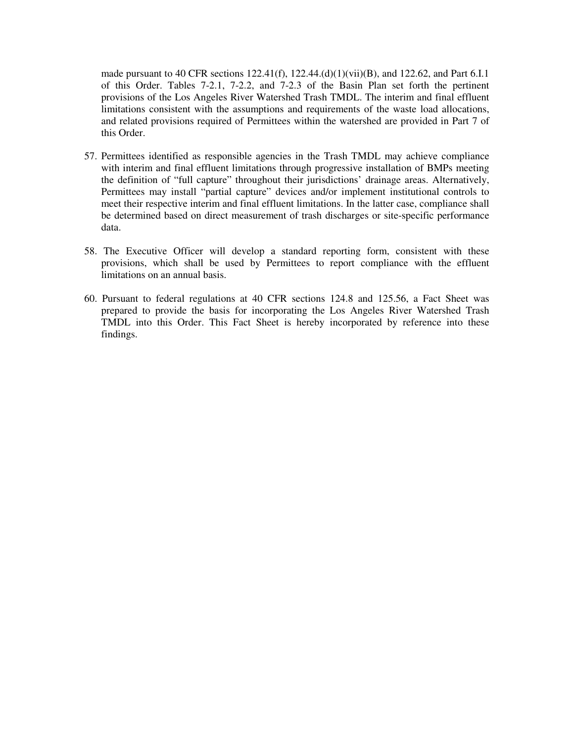made pursuant to 40 CFR sections 122.41(f), 122.44.(d)(1)(vii)(B), and 122.62, and Part 6.I.1 of this Order. Tables 7-2.1, 7-2.2, and 7-2.3 of the Basin Plan set forth the pertinent provisions of the Los Angeles River Watershed Trash TMDL. The interim and final effluent limitations consistent with the assumptions and requirements of the waste load allocations, and related provisions required of Permittees within the watershed are provided in Part 7 of this Order.

57. Permittees identified as responsible agencies in the Trash TMDL may achieve compliance with interim and final effluent limitations through progressive installation of BMPs meeting the definition of "full capture" throughout their jurisdictions' drainage areas. Alternatively, Permittees may install "partial capture" devices and/or implement institutional controls to meet their respective interim and final effluent limitations. In the latter case, compliance shall be determined based on direct measurement of trash discharges or site-specific performance data.

58. The Executive Officer will develop a standard reporting form, consistent with these provisions, which shall be used by Permittees to report compliance with the effluent limitations on an annual basis.

60. Pursuant to federal regulations at 40 CFR sections 124.8 and 125.56, a Fact Sheet was prepared to provide the basis for incorporating the Los Angeles River Watershed Trash TMDL into this Order. This Fact Sheet is hereby incorporated by reference into these findings.